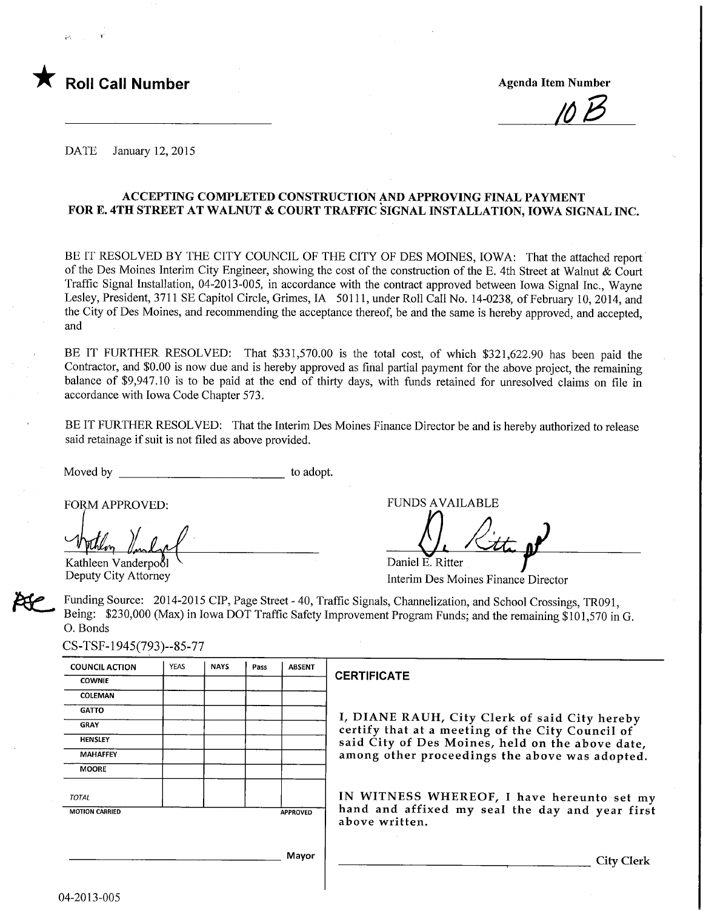★ **Roll Call Number**

_______________________

**Agenda Item Number**

10B

DATE January 12, 2015

## ACCEPTING COMPLETED CONSTRUCTION AND APPROVING FINAL PAYMENT FOR E. 4TH STREET AT WALNUT & COURT TRAFFIC SIGNAL INSTALLATION, IOWA SIGNAL INC.

BE IT RESOLVED BY THE CITY COUNCIL OF THE CITY OF DES MOINES, IOWA: That the attached report of the Des Moines Interim City Engineer, showing the cost of the construction of the E. 4th Street at Walnut & Court Traffic Signal Installation, 04-2013-005, in accordance with the contract approved between Iowa Signal Inc., Wayne Lesley, President, 3711 SE Capitol Circle, Grimes, IA 50111, under Roll Call No. 14-0238, of February 10, 2014, and the City of Des Moines, and recommending the acceptance thereof, be and the same is hereby approved, and accepted, and

BE IT FURTHER RESOLVED: That $331,570.00 is the total cost, of which $321,622.90 has been paid the Contractor, and $0.00 is now due and is hereby approved as final partial payment for the above project, the remaining balance of $9,947.10 is to be paid at the end of thirty days, with funds retained for unresolved claims on file in accordance with Iowa Code Chapter 573.

BE IT FURTHER RESOLVED: That the Interim Des Moines Finance Director be and is hereby authorized to release said retainage if suit is not filed as above provided.

Moved by ___________________________ to adopt.

FORM APPROVED:

Kathleen Vanderpool
Deputy City Attorney

FUNDS AVAILABLE

Daniel E. Ritter
Interim Des Moines Finance Director

Funding Source: 2014-2015 CIP, Page Street - 40, Traffic Signals, Channelization, and School Crossings, TR091, Being: $230,000 (Max) in Iowa DOT Traffic Safety Improvement Program Funds; and the remaining $101,570 in G. O. Bonds

CS-TSF-1945(793)--85-77

| COUNCIL ACTION | YEAS | NAYS | Pass | ABSENT |
|---|---|---|---|---|
| COWNIE | | | | |
| COLEMAN | | | | |
| GATTO | | | | |
| GRAY | | | | |
| HENSLEY | | | | |
| MAHAFFEY | | | | |
| MOORE | | | | |
| TOTAL | | | | |
| MOTION CARRIED | | | | APPROVED |

_______________________ Mayor

**CERTIFICATE**

I, DIANE RAUH, City Clerk of said City hereby certify that at a meeting of the City Council of said City of Des Moines, held on the above date, among other proceedings the above was adopted.

IN WITNESS WHEREOF, I have hereunto set my hand and affixed my seal the day and year first above written.

_______________________ City Clerk

04-2013-005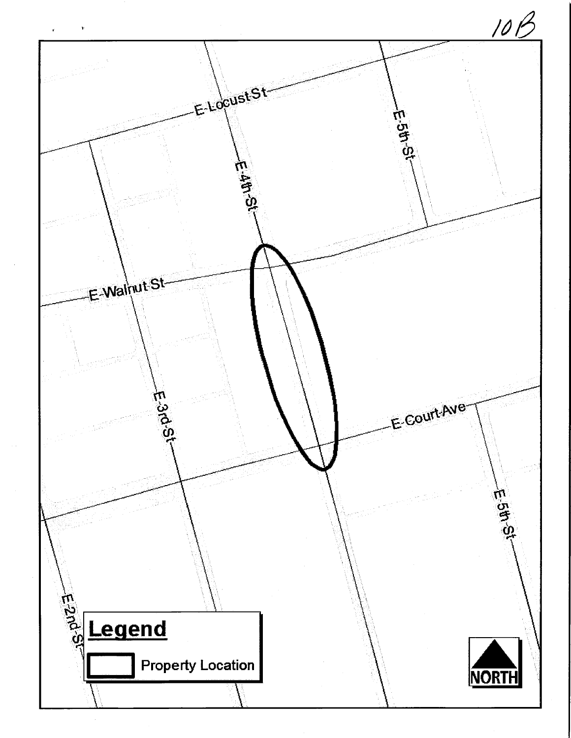10B

E Locust St

E 5th St

E 4th St

E Walnut St

E 3rd St

E Court Ave

E 5th St

E 2nd St

**Legend**

Property Location

NORTH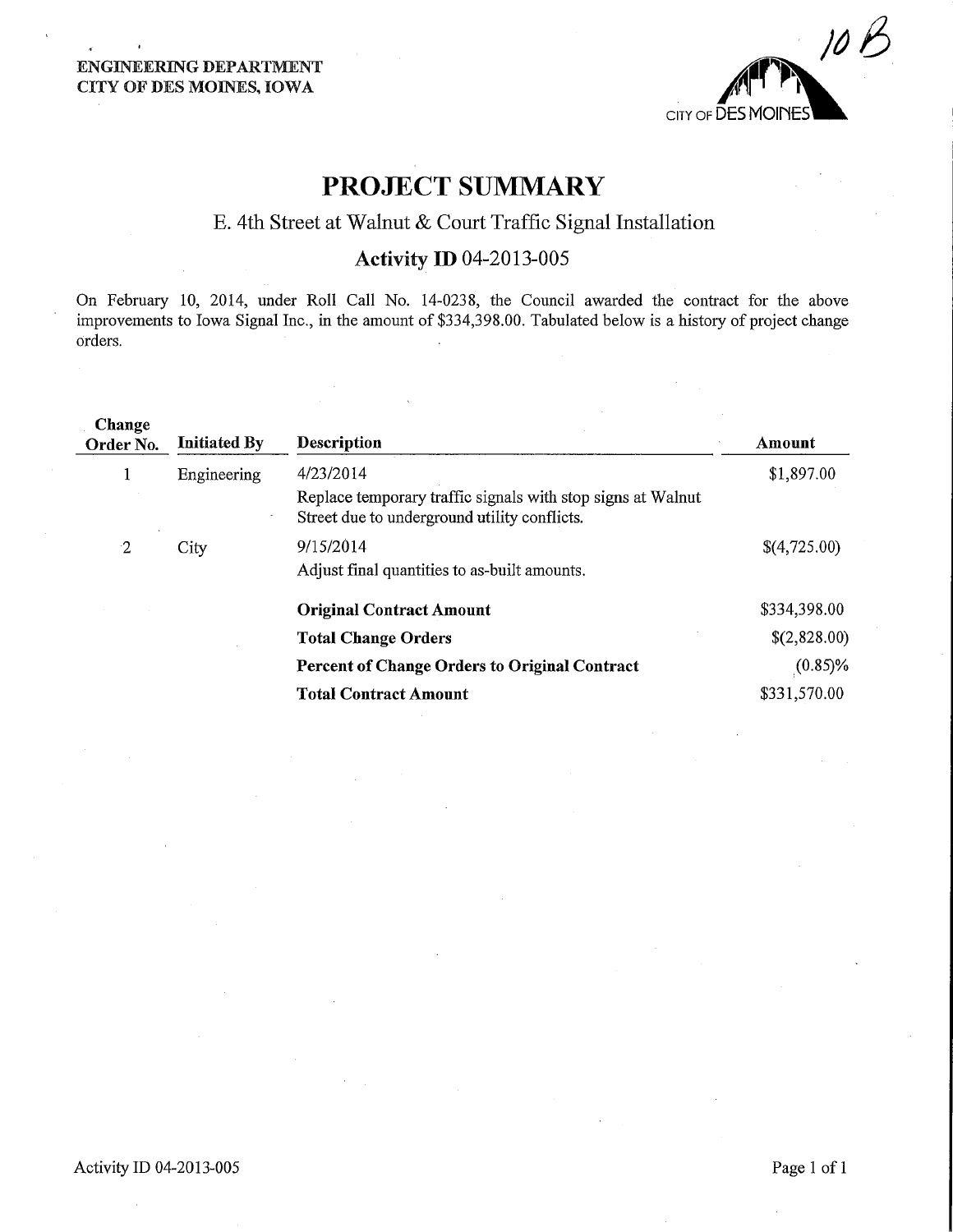ENGINEERING DEPARTMENT
CITY OF DES MOINES, IOWA

10 B

CITY OF DES MOINES

# PROJECT SUMMARY

## E. 4th Street at Walnut & Court Traffic Signal Installation

### Activity ID 04-2013-005

On February 10, 2014, under Roll Call No. 14-0238, the Council awarded the contract for the above improvements to Iowa Signal Inc., in the amount of $334,398.00. Tabulated below is a history of project change orders.

| Change Order No. | Initiated By | Description | Amount |
|---|---|---|---|
| 1 | Engineering | 4/23/2014<br>Replace temporary traffic signals with stop signs at Walnut Street due to underground utility conflicts. | $1,897.00 |
| 2 | City | 9/15/2014<br>Adjust final quantities to as-built amounts. | $(4,725.00) |
| | | **Original Contract Amount** | $334,398.00 |
| | | **Total Change Orders** | $(2,828.00) |
| | | **Percent of Change Orders to Original Contract** | (0.85)% |
| | | **Total Contract Amount** | $331,570.00 |

Activity ID 04-2013-005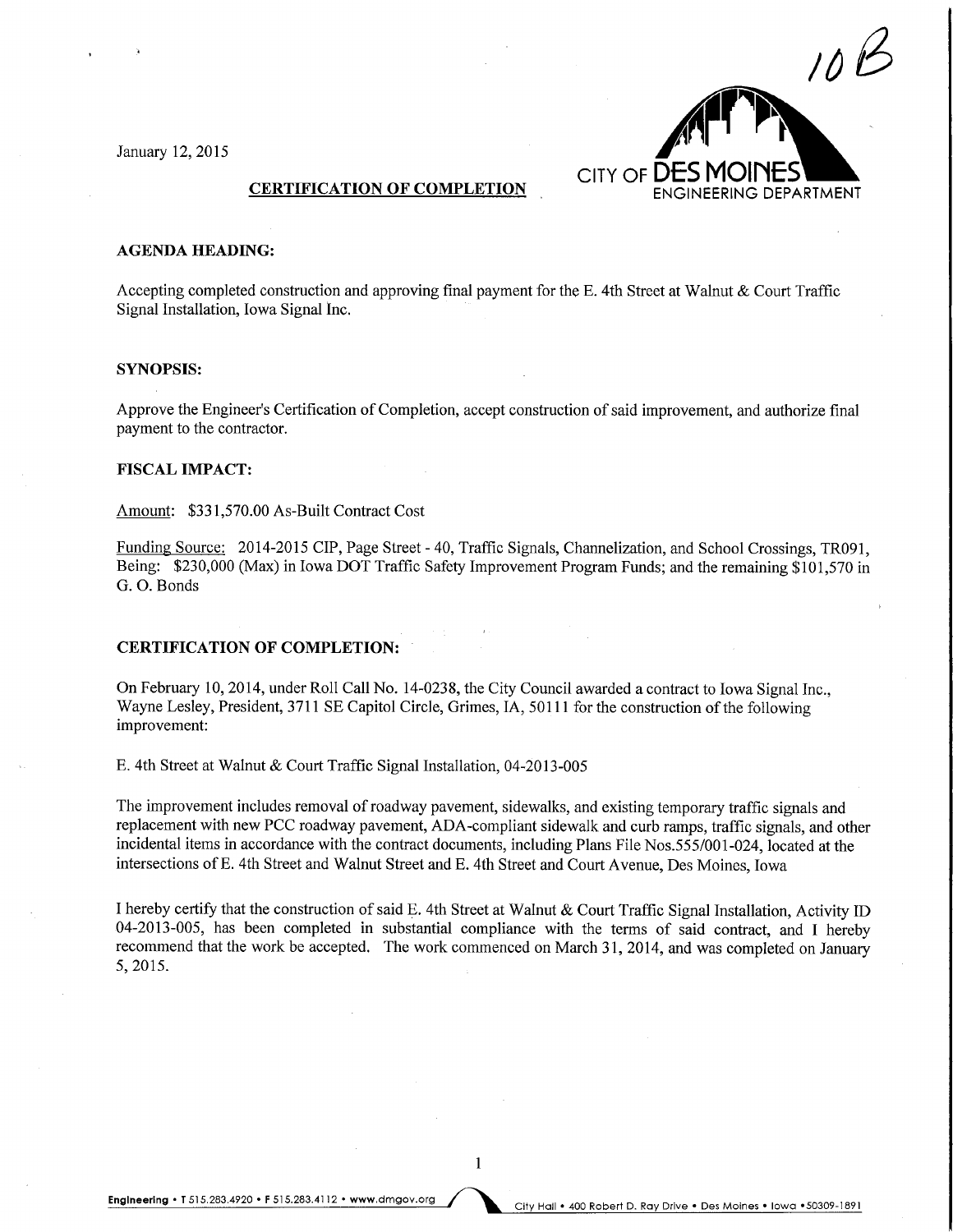10 B

January 12, 2015

CITY OF DES MOINES
ENGINEERING DEPARTMENT

## CERTIFICATION OF COMPLETION

**AGENDA HEADING:**

Accepting completed construction and approving final payment for the E. 4th Street at Walnut & Court Traffic Signal Installation, Iowa Signal Inc.

**SYNOPSIS:**

Approve the Engineer's Certification of Completion, accept construction of said improvement, and authorize final payment to the contractor.

**FISCAL IMPACT:**

Amount: $331,570.00 As-Built Contract Cost

Funding Source: 2014-2015 CIP, Page Street - 40, Traffic Signals, Channelization, and School Crossings, TR091, Being: $230,000 (Max) in Iowa DOT Traffic Safety Improvement Program Funds; and the remaining $101,570 in G. O. Bonds

**CERTIFICATION OF COMPLETION:**

On February 10, 2014, under Roll Call No. 14-0238, the City Council awarded a contract to Iowa Signal Inc., Wayne Lesley, President, 3711 SE Capitol Circle, Grimes, IA, 50111 for the construction of the following improvement:

E. 4th Street at Walnut & Court Traffic Signal Installation, 04-2013-005

The improvement includes removal of roadway pavement, sidewalks, and existing temporary traffic signals and replacement with new PCC roadway pavement, ADA-compliant sidewalk and curb ramps, traffic signals, and other incidental items in accordance with the contract documents, including Plans File Nos.555/001-024, located at the intersections of E. 4th Street and Walnut Street and E. 4th Street and Court Avenue, Des Moines, Iowa

I hereby certify that the construction of said E. 4th Street at Walnut & Court Traffic Signal Installation, Activity ID 04-2013-005, has been completed in substantial compliance with the terms of said contract, and I hereby recommend that the work be accepted. The work commenced on March 31, 2014, and was completed on January 5, 2015.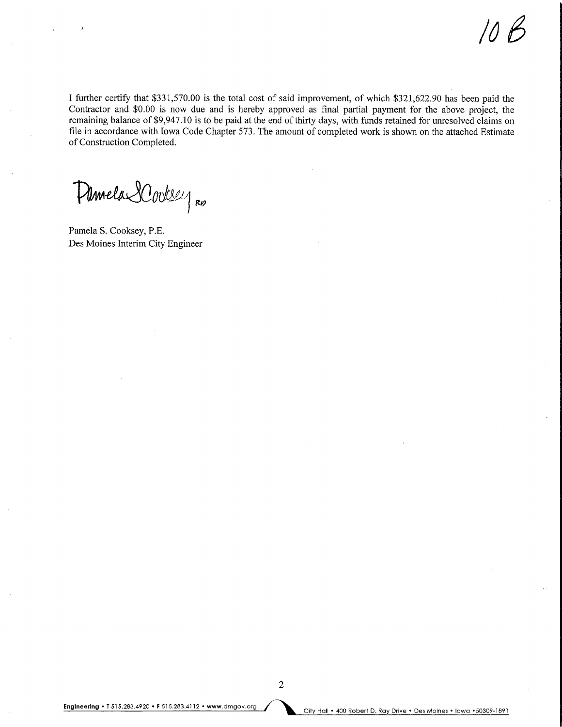10 B

I further certify that $331,570.00 is the total cost of said improvement, of which $321,622.90 has been paid the Contractor and $0.00 is now due and is hereby approved as final partial payment for the above project, the remaining balance of $9,947.10 is to be paid at the end of thirty days, with funds retained for unresolved claims on file in accordance with Iowa Code Chapter 573. The amount of completed work is shown on the attached Estimate of Construction Completed.

Pamela S. Cooksey, P.E.
Des Moines Interim City Engineer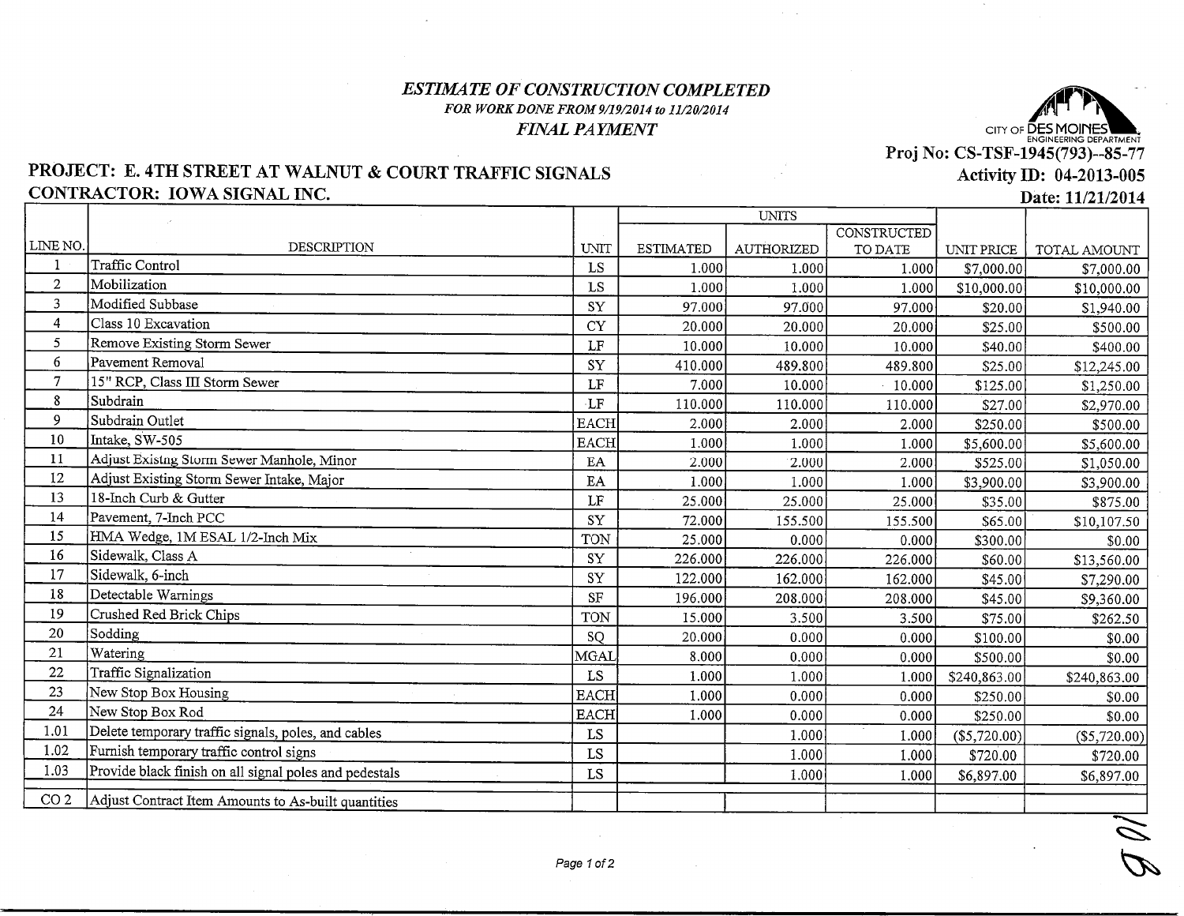***ESTIMATE OF CONSTRUCTION COMPLETED***

***FOR WORK DONE FROM 9/19/2014 to 11/20/2014***

***FINAL PAYMENT***

CITY OF DES MOINES ENGINEERING DEPARTMENT

**Proj No: CS-TSF-1945(793)--85-77**

**Activity ID: 04-2013-005**

**Date: 11/21/2014**

**PROJECT: E. 4TH STREET AT WALNUT & COURT TRAFFIC SIGNALS**

**CONTRACTOR: IOWA SIGNAL INC.**

| LINE NO. | DESCRIPTION | UNIT | UNITS | | | UNIT PRICE | TOTAL AMOUNT |
|---|---|---|---|---|---|---|---|
| | | | ESTIMATED | AUTHORIZED | CONSTRUCTED TO DATE | | |
| 1 | Traffic Control | LS | 1.000 | 1.000 | 1.000 | $7,000.00 | $7,000.00 |
| 2 | Mobilization | LS | 1.000 | 1.000 | 1.000 | $10,000.00 | $10,000.00 |
| 3 | Modified Subbase | SY | 97.000 | 97.000 | 97.000 | $20.00 | $1,940.00 |
| 4 | Class 10 Excavation | CY | 20.000 | 20.000 | 20.000 | $25.00 | $500.00 |
| 5 | Remove Existing Storm Sewer | LF | 10.000 | 10.000 | 10.000 | $40.00 | $400.00 |
| 6 | Pavement Removal | SY | 410.000 | 489.800 | 489.800 | $25.00 | $12,245.00 |
| 7 | 15" RCP, Class III Storm Sewer | LF | 7.000 | 10.000 | 10.000 | $125.00 | $1,250.00 |
| 8 | Subdrain | LF | 110.000 | 110.000 | 110.000 | $27.00 | $2,970.00 |
| 9 | Subdrain Outlet | EACH | 2.000 | 2.000 | 2.000 | $250.00 | $500.00 |
| 10 | Intake, SW-505 | EACH | 1.000 | 1.000 | 1.000 | $5,600.00 | $5,600.00 |
| 11 | Adjust Existing Storm Sewer Manhole, Minor | EA | 2.000 | 2.000 | 2.000 | $525.00 | $1,050.00 |
| 12 | Adjust Existing Storm Sewer Intake, Major | EA | 1.000 | 1.000 | 1.000 | $3,900.00 | $3,900.00 |
| 13 | 18-Inch Curb & Gutter | LF | 25.000 | 25.000 | 25.000 | $35.00 | $875.00 |
| 14 | Pavement, 7-Inch PCC | SY | 72.000 | 155.500 | 155.500 | $65.00 | $10,107.50 |
| 15 | HMA Wedge, 1M ESAL 1/2-Inch Mix | TON | 25.000 | 0.000 | 0.000 | $300.00 | $0.00 |
| 16 | Sidewalk, Class A | SY | 226.000 | 226.000 | 226.000 | $60.00 | $13,560.00 |
| 17 | Sidewalk, 6-inch | SY | 122.000 | 162.000 | 162.000 | $45.00 | $7,290.00 |
| 18 | Detectable Warnings | SF | 196.000 | 208.000 | 208.000 | $45.00 | $9,360.00 |
| 19 | Crushed Red Brick Chips | TON | 15.000 | 3.500 | 3.500 | $75.00 | $262.50 |
| 20 | Sodding | SQ | 20.000 | 0.000 | 0.000 | $100.00 | $0.00 |
| 21 | Watering | MGAL | 8.000 | 0.000 | 0.000 | $500.00 | $0.00 |
| 22 | Traffic Signalization | LS | 1.000 | 1.000 | 1.000 | $240,863.00 | $240,863.00 |
| 23 | New Stop Box Housing | EACH | 1.000 | 0.000 | 0.000 | $250.00 | $0.00 |
| 24 | New Stop Box Rod | EACH | 1.000 | 0.000 | 0.000 | $250.00 | $0.00 |
| 1.01 | Delete temporary traffic signals, poles, and cables | LS | | 1.000 | 1.000 | ($5,720.00) | ($5,720.00) |
| 1.02 | Furnish temporary traffic control signs | LS | | 1.000 | 1.000 | $720.00 | $720.00 |
| 1.03 | Provide black finish on all signal poles and pedestals | LS | | 1.000 | 1.000 | $6,897.00 | $6,897.00 |
| CO 2 | Adjust Contract Item Amounts to As-built quantities | | | | | | |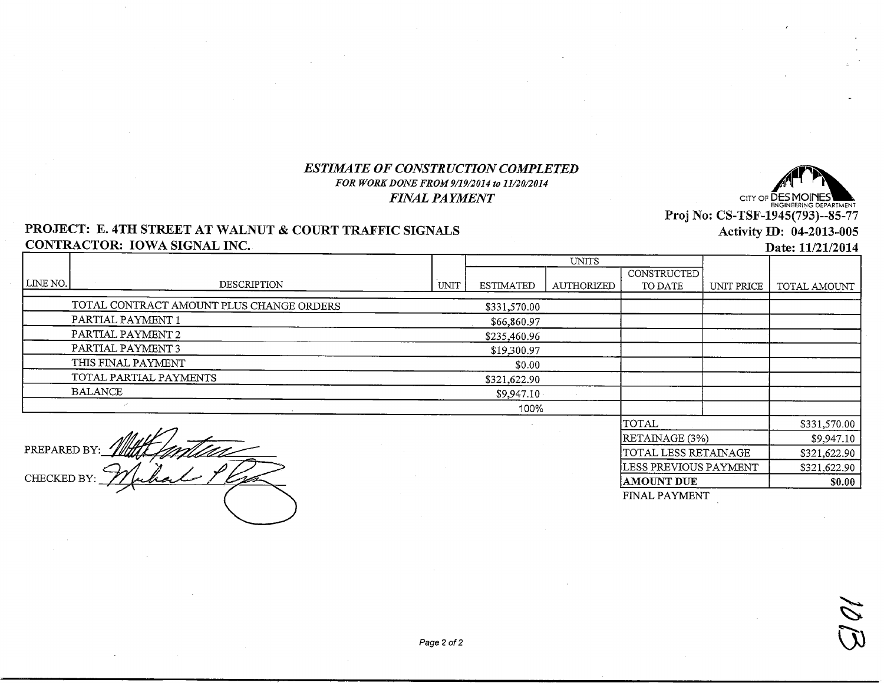***ESTIMATE OF CONSTRUCTION COMPLETED***

***FOR WORK DONE FROM 9/19/2014 to 11/20/2014***

***FINAL PAYMENT***

CITY OF DES MOINES ENGINEERING DEPARTMENT

**Proj No: CS-TSF-1945(793)--85-77**

**Activity ID: 04-2013-005**

**PROJECT: E. 4TH STREET AT WALNUT & COURT TRAFFIC SIGNALS**

**CONTRACTOR: IOWA SIGNAL INC.**

**Date: 11/21/2014**

| LINE NO. | DESCRIPTION | UNIT | UNITS ESTIMATED | AUTHORIZED | CONSTRUCTED TO DATE | UNIT PRICE | TOTAL AMOUNT |
|---|---|---|---|---|---|---|---|
| | TOTAL CONTRACT AMOUNT PLUS CHANGE ORDERS | | $331,570.00 | | | | |
| | PARTIAL PAYMENT 1 | | $66,860.97 | | | | |
| | PARTIAL PAYMENT 2 | | $235,460.96 | | | | |
| | PARTIAL PAYMENT 3 | | $19,300.97 | | | | |
| | THIS FINAL PAYMENT | | $0.00 | | | | |
| | TOTAL PARTIAL PAYMENTS | | $321,622.90 | | | | |
| | BALANCE | | $9,947.10 | | | | |
| | | | 100% | | | | |
| | | | | | TOTAL | | $331,570.00 |
| | | | | | RETAINAGE (3%) | | $9,947.10 |
| | | | | | TOTAL LESS RETAINAGE | | $321,622.90 |
| | | | | | LESS PREVIOUS PAYMENT | | $321,622.90 |
| | | | | | **AMOUNT DUE** | | **$0.00** |

FINAL PAYMENT

PREPARED BY: ______________________

CHECKED BY: ______________________